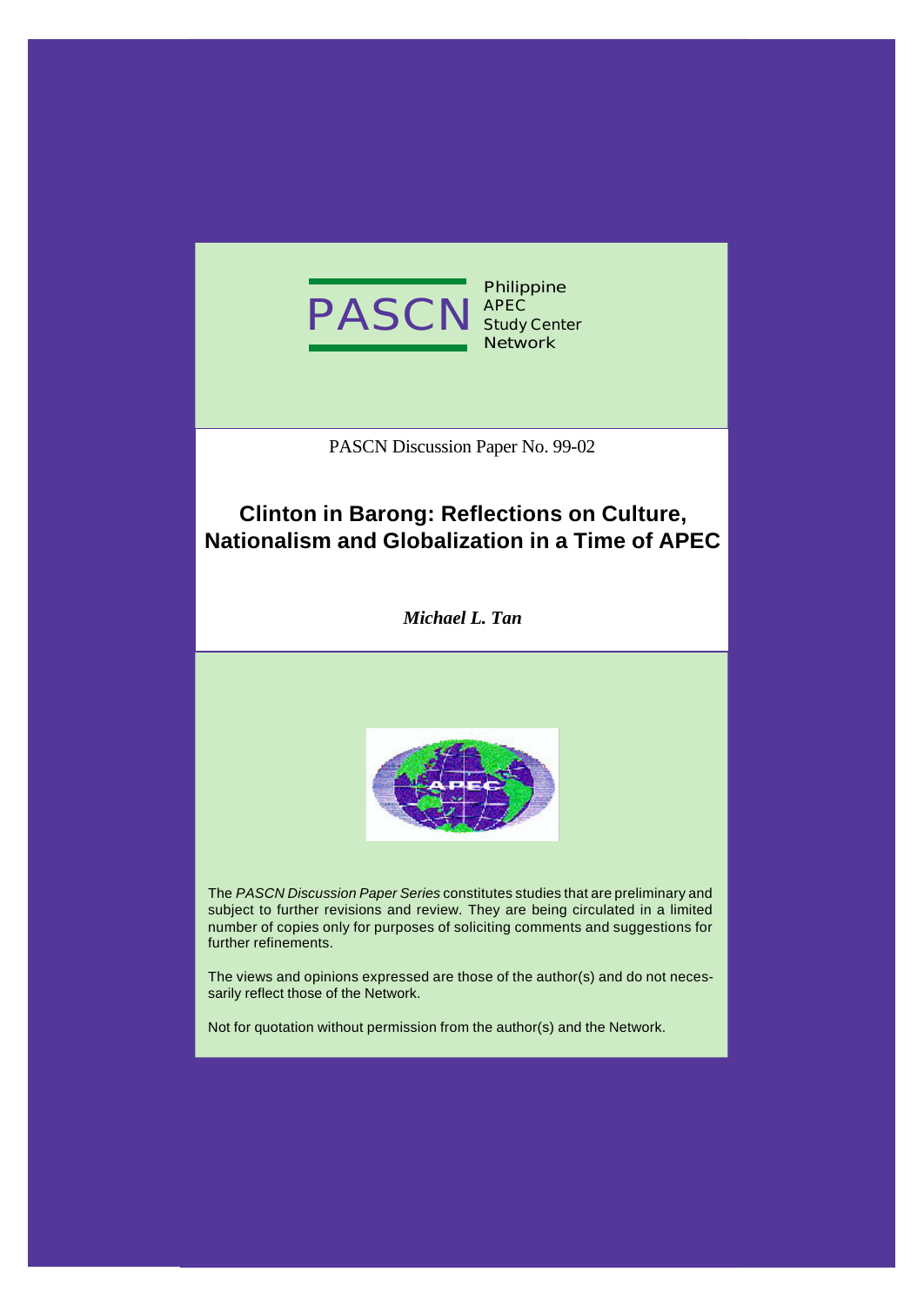PASCN

Philippine
APEC
Study Center
Network

PASCN Discussion Paper No. 99-02

# Clinton in Barong: Reflections on Culture, Nationalism and Globalization in a Time of APEC

***Michael L. Tan***

The *PASCN Discussion Paper Series* constitutes studies that are preliminary and subject to further revisions and review. They are being circulated in a limited number of copies only for purposes of soliciting comments and suggestions for further refinements.

The views and opinions expressed are those of the author(s) and do not necessarily reflect those of the Network.

Not for quotation without permission from the author(s) and the Network.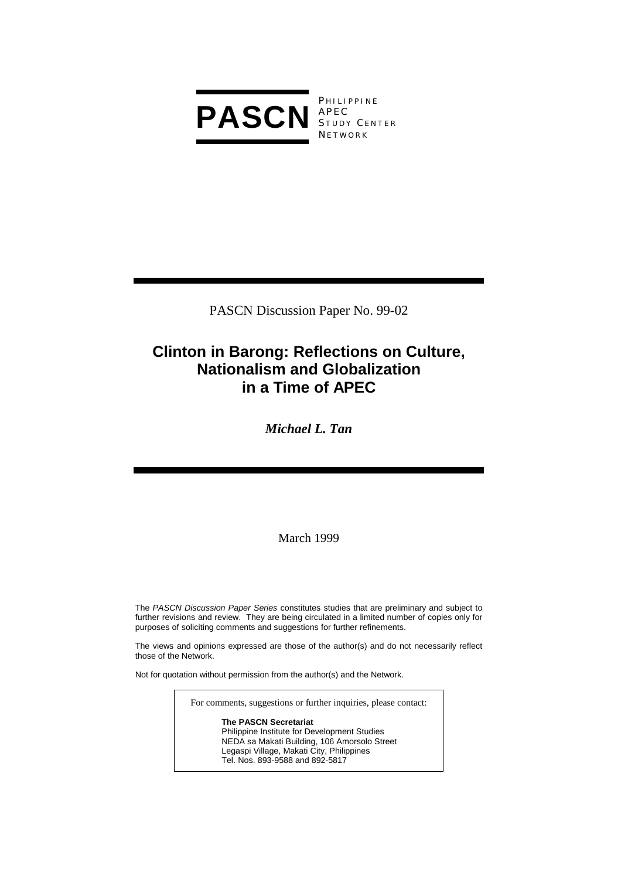**PASCN** PHILIPPINE APEC STUDY CENTER NETWORK

PASCN Discussion Paper No. 99-02

# Clinton in Barong: Reflections on Culture, Nationalism and Globalization in a Time of APEC

***Michael L. Tan***

March 1999

The *PASCN Discussion Paper Series* constitutes studies that are preliminary and subject to further revisions and review. They are being circulated in a limited number of copies only for purposes of soliciting comments and suggestions for further refinements.

The views and opinions expressed are those of the author(s) and do not necessarily reflect those of the Network.

Not for quotation without permission from the author(s) and the Network.

For comments, suggestions or further inquiries, please contact:

**The PASCN Secretariat**
Philippine Institute for Development Studies
NEDA sa Makati Building, 106 Amorsolo Street
Legaspi Village, Makati City, Philippines
Tel. Nos. 893-9588 and 892-5817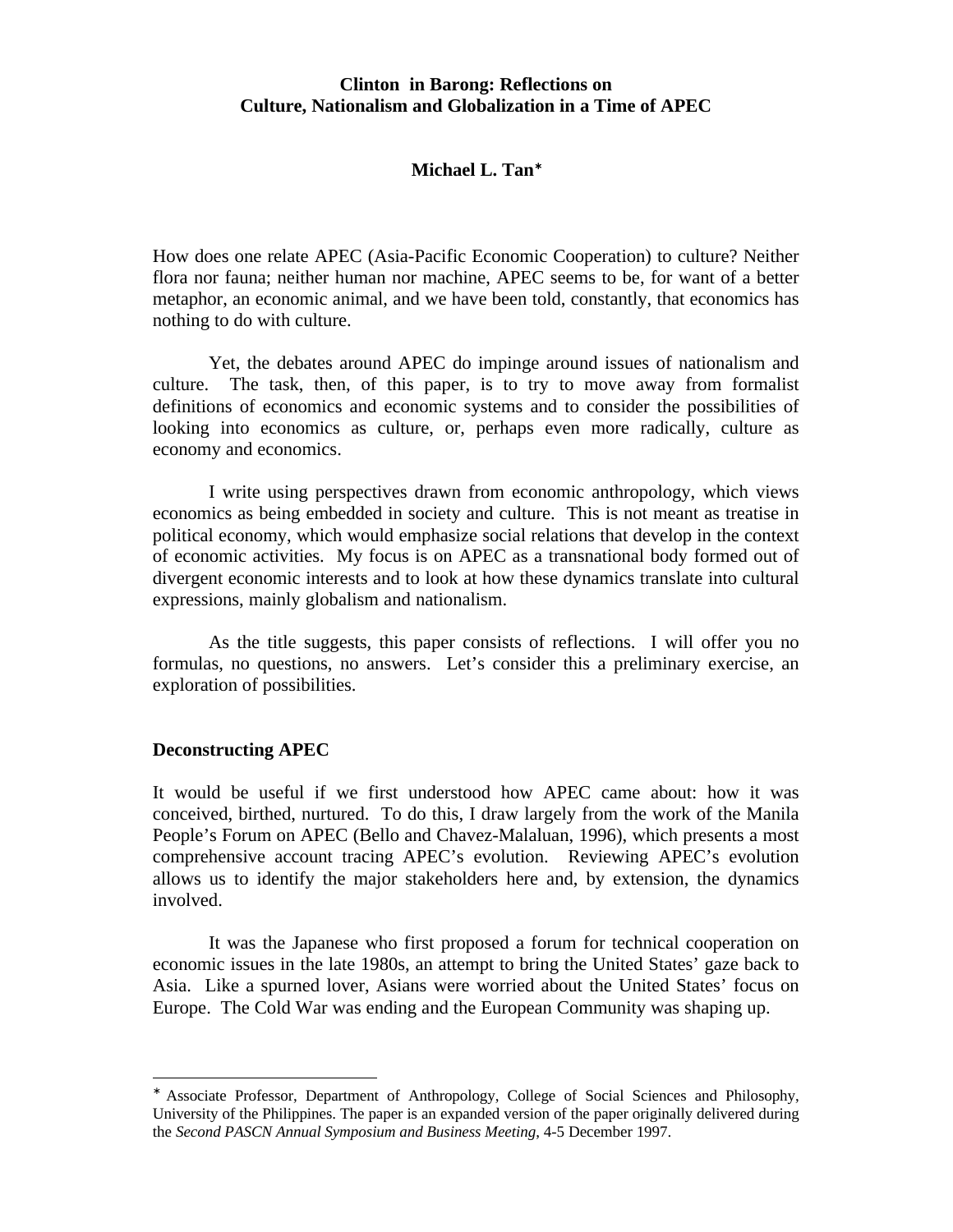# Clinton in Barong: Reflections on Culture, Nationalism and Globalization in a Time of APEC

**Michael L. Tan**[*]

How does one relate APEC (Asia-Pacific Economic Cooperation) to culture? Neither flora nor fauna; neither human nor machine, APEC seems to be, for want of a better metaphor, an economic animal, and we have been told, constantly, that economics has nothing to do with culture.

Yet, the debates around APEC do impinge around issues of nationalism and culture. The task, then, of this paper, is to try to move away from formalist definitions of economics and economic systems and to consider the possibilities of looking into economics as culture, or, perhaps even more radically, culture as economy and economics.

I write using perspectives drawn from economic anthropology, which views economics as being embedded in society and culture. This is not meant as treatise in political economy, which would emphasize social relations that develop in the context of economic activities. My focus is on APEC as a transnational body formed out of divergent economic interests and to look at how these dynamics translate into cultural expressions, mainly globalism and nationalism.

As the title suggests, this paper consists of reflections. I will offer you no formulas, no questions, no answers. Let's consider this a preliminary exercise, an exploration of possibilities.

## Deconstructing APEC

It would be useful if we first understood how APEC came about: how it was conceived, birthed, nurtured. To do this, I draw largely from the work of the Manila People's Forum on APEC (Bello and Chavez-Malaluan, 1996), which presents a most comprehensive account tracing APEC's evolution. Reviewing APEC's evolution allows us to identify the major stakeholders here and, by extension, the dynamics involved.

It was the Japanese who first proposed a forum for technical cooperation on economic issues in the late 1980s, an attempt to bring the United States' gaze back to Asia. Like a spurned lover, Asians were worried about the United States' focus on Europe. The Cold War was ending and the European Community was shaping up.

---

[*] Associate Professor, Department of Anthropology, College of Social Sciences and Philosophy, University of the Philippines. The paper is an expanded version of the paper originally delivered during the *Second PASCN Annual Symposium and Business Meeting*, 4-5 December 1997.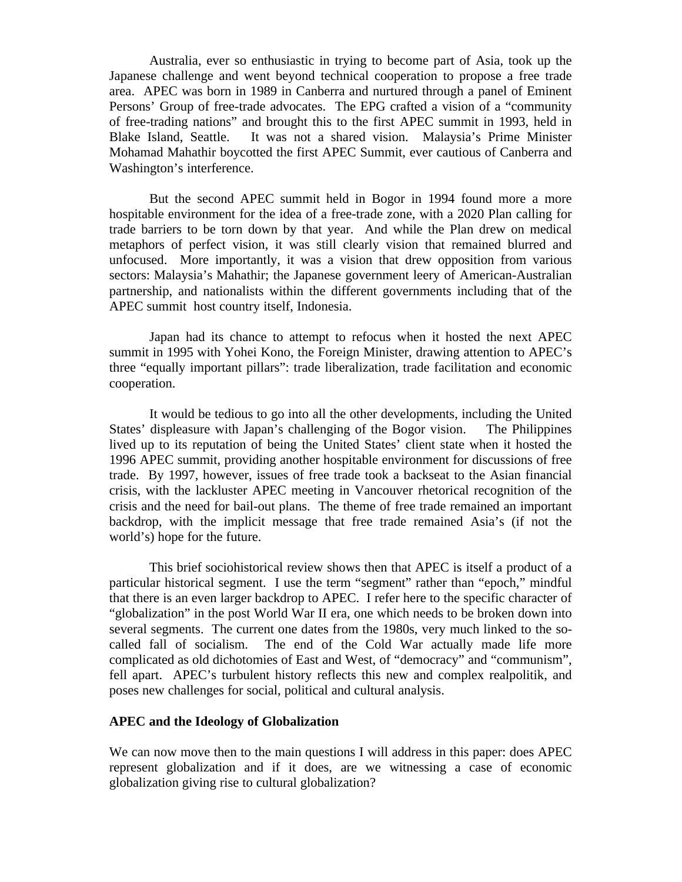Australia, ever so enthusiastic in trying to become part of Asia, took up the Japanese challenge and went beyond technical cooperation to propose a free trade area. APEC was born in 1989 in Canberra and nurtured through a panel of Eminent Persons' Group of free-trade advocates. The EPG crafted a vision of a "community of free-trading nations" and brought this to the first APEC summit in 1993, held in Blake Island, Seattle. It was not a shared vision. Malaysia's Prime Minister Mohamad Mahathir boycotted the first APEC Summit, ever cautious of Canberra and Washington's interference.

But the second APEC summit held in Bogor in 1994 found more a more hospitable environment for the idea of a free-trade zone, with a 2020 Plan calling for trade barriers to be torn down by that year. And while the Plan drew on medical metaphors of perfect vision, it was still clearly vision that remained blurred and unfocused. More importantly, it was a vision that drew opposition from various sectors: Malaysia's Mahathir; the Japanese government leery of American-Australian partnership, and nationalists within the different governments including that of the APEC summit host country itself, Indonesia.

Japan had its chance to attempt to refocus when it hosted the next APEC summit in 1995 with Yohei Kono, the Foreign Minister, drawing attention to APEC's three "equally important pillars": trade liberalization, trade facilitation and economic cooperation.

It would be tedious to go into all the other developments, including the United States' displeasure with Japan's challenging of the Bogor vision. The Philippines lived up to its reputation of being the United States' client state when it hosted the 1996 APEC summit, providing another hospitable environment for discussions of free trade. By 1997, however, issues of free trade took a backseat to the Asian financial crisis, with the lackluster APEC meeting in Vancouver rhetorical recognition of the crisis and the need for bail-out plans. The theme of free trade remained an important backdrop, with the implicit message that free trade remained Asia's (if not the world's) hope for the future.

This brief sociohistorical review shows then that APEC is itself a product of a particular historical segment. I use the term "segment" rather than "epoch," mindful that there is an even larger backdrop to APEC. I refer here to the specific character of "globalization" in the post World War II era, one which needs to be broken down into several segments. The current one dates from the 1980s, very much linked to the so-called fall of socialism. The end of the Cold War actually made life more complicated as old dichotomies of East and West, of "democracy" and "communism", fell apart. APEC's turbulent history reflects this new and complex realpolitik, and poses new challenges for social, political and cultural analysis.

**APEC and the Ideology of Globalization**

We can now move then to the main questions I will address in this paper: does APEC represent globalization and if it does, are we witnessing a case of economic globalization giving rise to cultural globalization?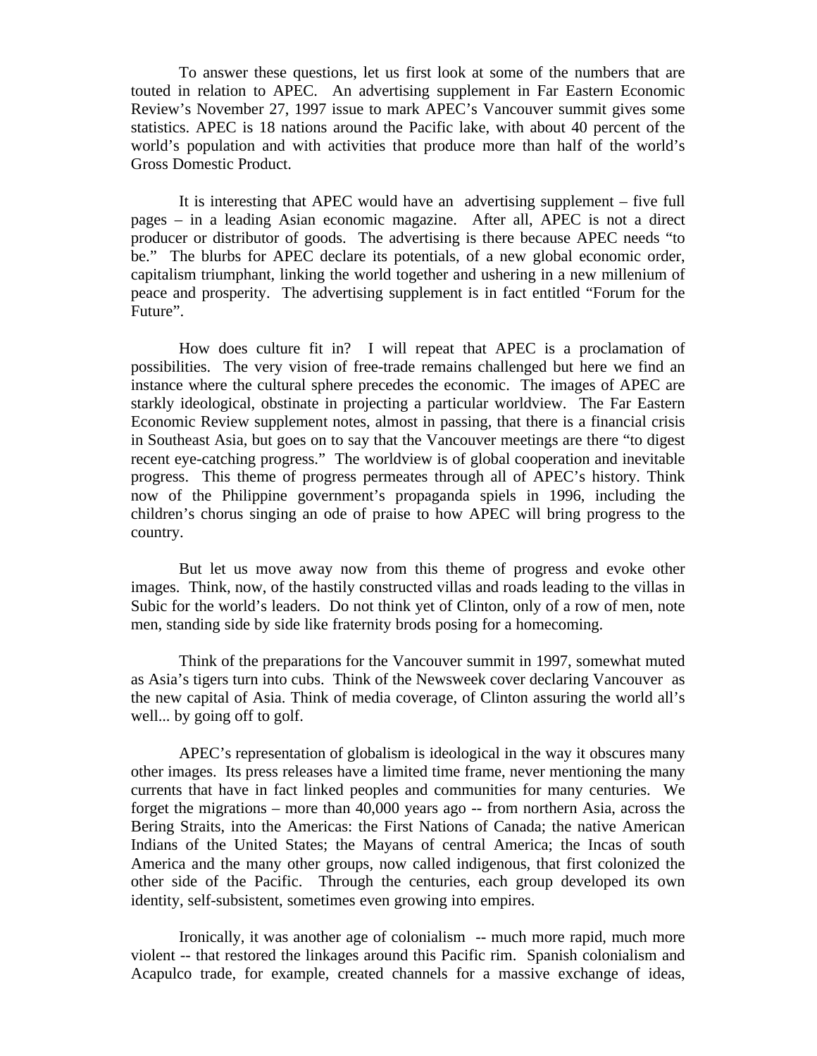To answer these questions, let us first look at some of the numbers that are touted in relation to APEC. An advertising supplement in Far Eastern Economic Review's November 27, 1997 issue to mark APEC's Vancouver summit gives some statistics. APEC is 18 nations around the Pacific lake, with about 40 percent of the world's population and with activities that produce more than half of the world's Gross Domestic Product.

It is interesting that APEC would have an advertising supplement – five full pages – in a leading Asian economic magazine. After all, APEC is not a direct producer or distributor of goods. The advertising is there because APEC needs "to be." The blurbs for APEC declare its potentials, of a new global economic order, capitalism triumphant, linking the world together and ushering in a new millenium of peace and prosperity. The advertising supplement is in fact entitled "Forum for the Future".

How does culture fit in? I will repeat that APEC is a proclamation of possibilities. The very vision of free-trade remains challenged but here we find an instance where the cultural sphere precedes the economic. The images of APEC are starkly ideological, obstinate in projecting a particular worldview. The Far Eastern Economic Review supplement notes, almost in passing, that there is a financial crisis in Southeast Asia, but goes on to say that the Vancouver meetings are there "to digest recent eye-catching progress." The worldview is of global cooperation and inevitable progress. This theme of progress permeates through all of APEC's history. Think now of the Philippine government's propaganda spiels in 1996, including the children's chorus singing an ode of praise to how APEC will bring progress to the country.

But let us move away now from this theme of progress and evoke other images. Think, now, of the hastily constructed villas and roads leading to the villas in Subic for the world's leaders. Do not think yet of Clinton, only of a row of men, note men, standing side by side like fraternity brods posing for a homecoming.

Think of the preparations for the Vancouver summit in 1997, somewhat muted as Asia's tigers turn into cubs. Think of the Newsweek cover declaring Vancouver as the new capital of Asia. Think of media coverage, of Clinton assuring the world all's well... by going off to golf.

APEC's representation of globalism is ideological in the way it obscures many other images. Its press releases have a limited time frame, never mentioning the many currents that have in fact linked peoples and communities for many centuries. We forget the migrations – more than 40,000 years ago -- from northern Asia, across the Bering Straits, into the Americas: the First Nations of Canada; the native American Indians of the United States; the Mayans of central America; the Incas of south America and the many other groups, now called indigenous, that first colonized the other side of the Pacific. Through the centuries, each group developed its own identity, self-subsistent, sometimes even growing into empires.

Ironically, it was another age of colonialism -- much more rapid, much more violent -- that restored the linkages around this Pacific rim. Spanish colonialism and Acapulco trade, for example, created channels for a massive exchange of ideas,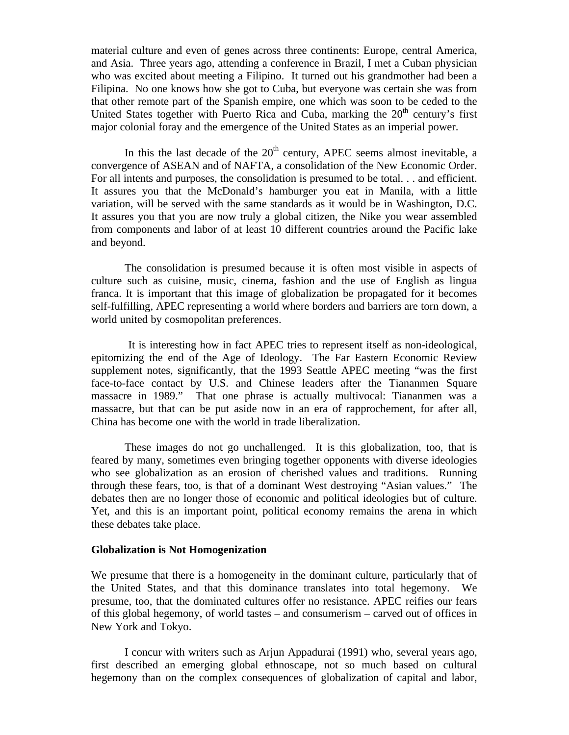material culture and even of genes across three continents: Europe, central America, and Asia. Three years ago, attending a conference in Brazil, I met a Cuban physician who was excited about meeting a Filipino. It turned out his grandmother had been a Filipina. No one knows how she got to Cuba, but everyone was certain she was from that other remote part of the Spanish empire, one which was soon to be ceded to the United States together with Puerto Rica and Cuba, marking the 20th century's first major colonial foray and the emergence of the United States as an imperial power.

In this the last decade of the 20th century, APEC seems almost inevitable, a convergence of ASEAN and of NAFTA, a consolidation of the New Economic Order. For all intents and purposes, the consolidation is presumed to be total. . . and efficient. It assures you that the McDonald's hamburger you eat in Manila, with a little variation, will be served with the same standards as it would be in Washington, D.C. It assures you that you are now truly a global citizen, the Nike you wear assembled from components and labor of at least 10 different countries around the Pacific lake and beyond.

The consolidation is presumed because it is often most visible in aspects of culture such as cuisine, music, cinema, fashion and the use of English as lingua franca. It is important that this image of globalization be propagated for it becomes self-fulfilling, APEC representing a world where borders and barriers are torn down, a world united by cosmopolitan preferences.

It is interesting how in fact APEC tries to represent itself as non-ideological, epitomizing the end of the Age of Ideology. The Far Eastern Economic Review supplement notes, significantly, that the 1993 Seattle APEC meeting "was the first face-to-face contact by U.S. and Chinese leaders after the Tiananmen Square massacre in 1989." That one phrase is actually multivocal: Tiananmen was a massacre, but that can be put aside now in an era of rapprochement, for after all, China has become one with the world in trade liberalization.

These images do not go unchallenged. It is this globalization, too, that is feared by many, sometimes even bringing together opponents with diverse ideologies who see globalization as an erosion of cherished values and traditions. Running through these fears, too, is that of a dominant West destroying "Asian values." The debates then are no longer those of economic and political ideologies but of culture. Yet, and this is an important point, political economy remains the arena in which these debates take place.

**Globalization is Not Homogenization**

We presume that there is a homogeneity in the dominant culture, particularly that of the United States, and that this dominance translates into total hegemony. We presume, too, that the dominated cultures offer no resistance. APEC reifies our fears of this global hegemony, of world tastes – and consumerism – carved out of offices in New York and Tokyo.

I concur with writers such as Arjun Appadurai (1991) who, several years ago, first described an emerging global ethnoscape, not so much based on cultural hegemony than on the complex consequences of globalization of capital and labor,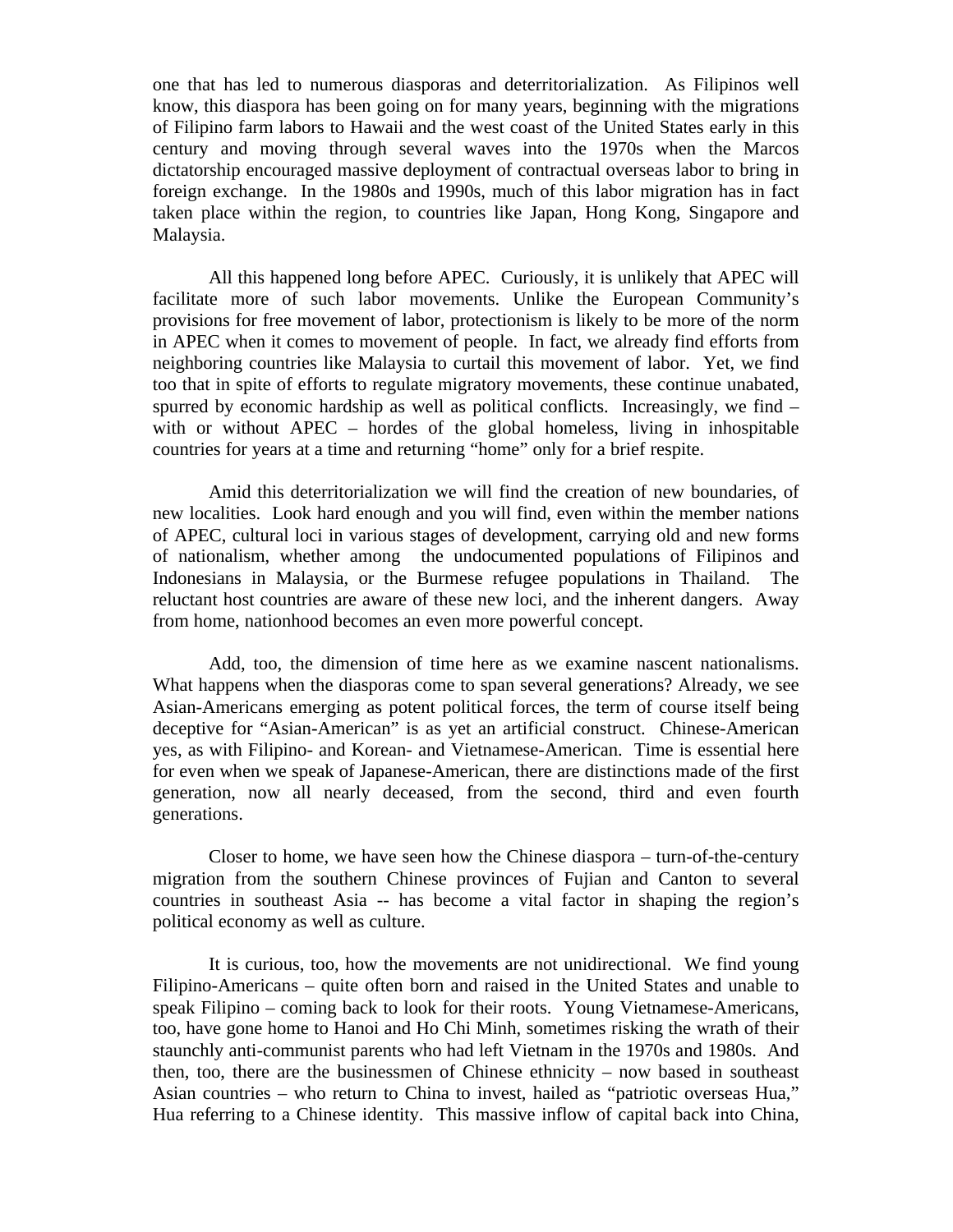one that has led to numerous diasporas and deterritorialization. As Filipinos well know, this diaspora has been going on for many years, beginning with the migrations of Filipino farm labors to Hawaii and the west coast of the United States early in this century and moving through several waves into the 1970s when the Marcos dictatorship encouraged massive deployment of contractual overseas labor to bring in foreign exchange. In the 1980s and 1990s, much of this labor migration has in fact taken place within the region, to countries like Japan, Hong Kong, Singapore and Malaysia.

All this happened long before APEC. Curiously, it is unlikely that APEC will facilitate more of such labor movements. Unlike the European Community's provisions for free movement of labor, protectionism is likely to be more of the norm in APEC when it comes to movement of people. In fact, we already find efforts from neighboring countries like Malaysia to curtail this movement of labor. Yet, we find too that in spite of efforts to regulate migratory movements, these continue unabated, spurred by economic hardship as well as political conflicts. Increasingly, we find – with or without APEC – hordes of the global homeless, living in inhospitable countries for years at a time and returning "home" only for a brief respite.

Amid this deterritorialization we will find the creation of new boundaries, of new localities. Look hard enough and you will find, even within the member nations of APEC, cultural loci in various stages of development, carrying old and new forms of nationalism, whether among the undocumented populations of Filipinos and Indonesians in Malaysia, or the Burmese refugee populations in Thailand. The reluctant host countries are aware of these new loci, and the inherent dangers. Away from home, nationhood becomes an even more powerful concept.

Add, too, the dimension of time here as we examine nascent nationalisms. What happens when the diasporas come to span several generations? Already, we see Asian-Americans emerging as potent political forces, the term of course itself being deceptive for "Asian-American" is as yet an artificial construct. Chinese-American yes, as with Filipino- and Korean- and Vietnamese-American. Time is essential here for even when we speak of Japanese-American, there are distinctions made of the first generation, now all nearly deceased, from the second, third and even fourth generations.

Closer to home, we have seen how the Chinese diaspora – turn-of-the-century migration from the southern Chinese provinces of Fujian and Canton to several countries in southeast Asia -- has become a vital factor in shaping the region's political economy as well as culture.

It is curious, too, how the movements are not unidirectional. We find young Filipino-Americans – quite often born and raised in the United States and unable to speak Filipino – coming back to look for their roots. Young Vietnamese-Americans, too, have gone home to Hanoi and Ho Chi Minh, sometimes risking the wrath of their staunchly anti-communist parents who had left Vietnam in the 1970s and 1980s. And then, too, there are the businessmen of Chinese ethnicity – now based in southeast Asian countries – who return to China to invest, hailed as "patriotic overseas Hua," Hua referring to a Chinese identity. This massive inflow of capital back into China,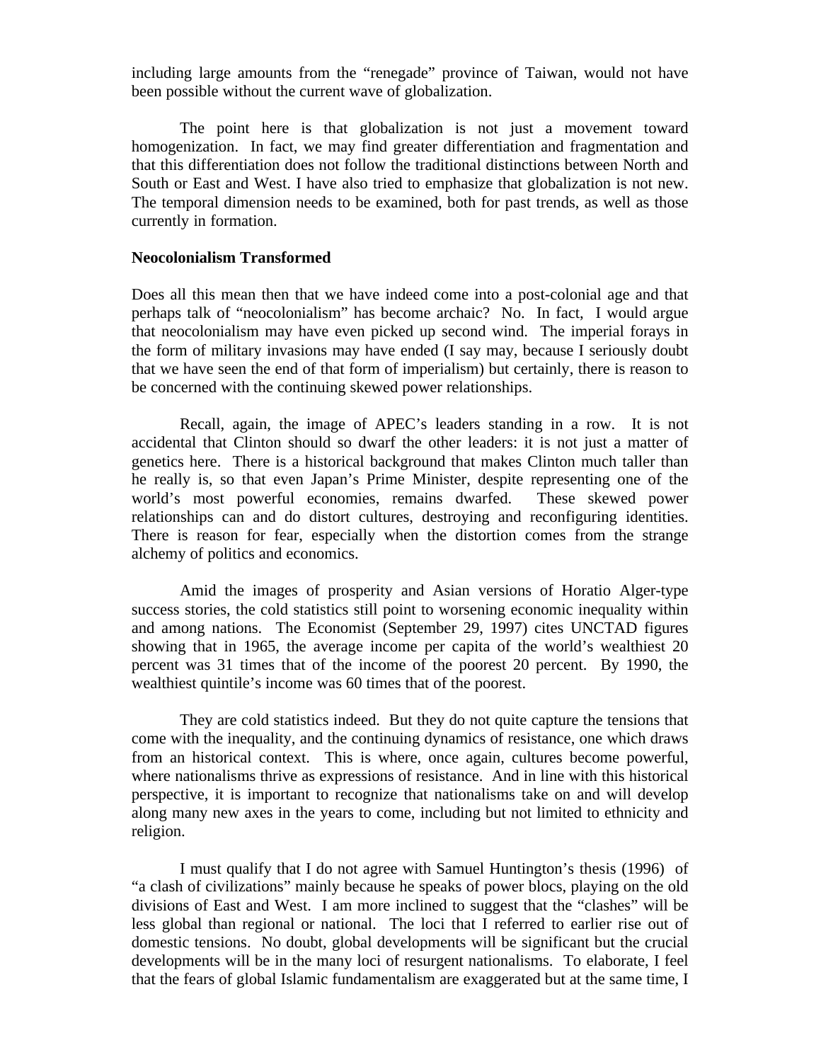including large amounts from the "renegade" province of Taiwan, would not have been possible without the current wave of globalization.

The point here is that globalization is not just a movement toward homogenization. In fact, we may find greater differentiation and fragmentation and that this differentiation does not follow the traditional distinctions between North and South or East and West. I have also tried to emphasize that globalization is not new. The temporal dimension needs to be examined, both for past trends, as well as those currently in formation.

## Neocolonialism Transformed

Does all this mean then that we have indeed come into a post-colonial age and that perhaps talk of "neocolonialism" has become archaic? No. In fact, I would argue that neocolonialism may have even picked up second wind. The imperial forays in the form of military invasions may have ended (I say may, because I seriously doubt that we have seen the end of that form of imperialism) but certainly, there is reason to be concerned with the continuing skewed power relationships.

Recall, again, the image of APEC's leaders standing in a row. It is not accidental that Clinton should so dwarf the other leaders: it is not just a matter of genetics here. There is a historical background that makes Clinton much taller than he really is, so that even Japan's Prime Minister, despite representing one of the world's most powerful economies, remains dwarfed. These skewed power relationships can and do distort cultures, destroying and reconfiguring identities. There is reason for fear, especially when the distortion comes from the strange alchemy of politics and economics.

Amid the images of prosperity and Asian versions of Horatio Alger-type success stories, the cold statistics still point to worsening economic inequality within and among nations. The Economist (September 29, 1997) cites UNCTAD figures showing that in 1965, the average income per capita of the world's wealthiest 20 percent was 31 times that of the income of the poorest 20 percent. By 1990, the wealthiest quintile's income was 60 times that of the poorest.

They are cold statistics indeed. But they do not quite capture the tensions that come with the inequality, and the continuing dynamics of resistance, one which draws from an historical context. This is where, once again, cultures become powerful, where nationalisms thrive as expressions of resistance. And in line with this historical perspective, it is important to recognize that nationalisms take on and will develop along many new axes in the years to come, including but not limited to ethnicity and religion.

I must qualify that I do not agree with Samuel Huntington's thesis (1996) of "a clash of civilizations" mainly because he speaks of power blocs, playing on the old divisions of East and West. I am more inclined to suggest that the "clashes" will be less global than regional or national. The loci that I referred to earlier rise out of domestic tensions. No doubt, global developments will be significant but the crucial developments will be in the many loci of resurgent nationalisms. To elaborate, I feel that the fears of global Islamic fundamentalism are exaggerated but at the same time, I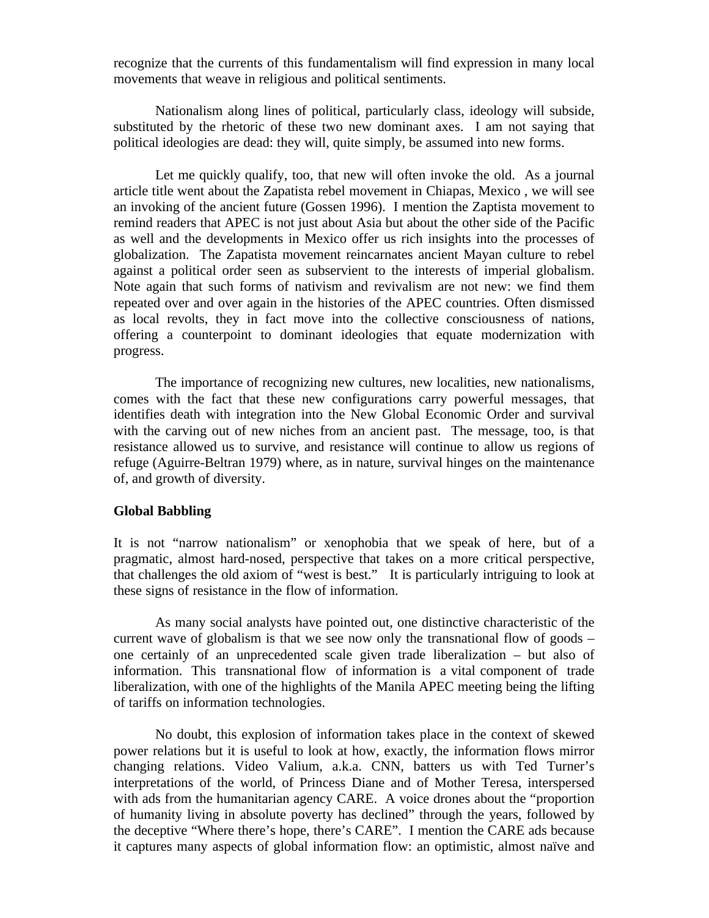recognize that the currents of this fundamentalism will find expression in many local movements that weave in religious and political sentiments.

Nationalism along lines of political, particularly class, ideology will subside, substituted by the rhetoric of these two new dominant axes. I am not saying that political ideologies are dead: they will, quite simply, be assumed into new forms.

Let me quickly qualify, too, that new will often invoke the old. As a journal article title went about the Zapatista rebel movement in Chiapas, Mexico , we will see an invoking of the ancient future (Gossen 1996). I mention the Zaptista movement to remind readers that APEC is not just about Asia but about the other side of the Pacific as well and the developments in Mexico offer us rich insights into the processes of globalization. The Zapatista movement reincarnates ancient Mayan culture to rebel against a political order seen as subservient to the interests of imperial globalism. Note again that such forms of nativism and revivalism are not new: we find them repeated over and over again in the histories of the APEC countries. Often dismissed as local revolts, they in fact move into the collective consciousness of nations, offering a counterpoint to dominant ideologies that equate modernization with progress.

The importance of recognizing new cultures, new localities, new nationalisms, comes with the fact that these new configurations carry powerful messages, that identifies death with integration into the New Global Economic Order and survival with the carving out of new niches from an ancient past. The message, too, is that resistance allowed us to survive, and resistance will continue to allow us regions of refuge (Aguirre-Beltran 1979) where, as in nature, survival hinges on the maintenance of, and growth of diversity.

**Global Babbling**

It is not "narrow nationalism" or xenophobia that we speak of here, but of a pragmatic, almost hard-nosed, perspective that takes on a more critical perspective, that challenges the old axiom of "west is best." It is particularly intriguing to look at these signs of resistance in the flow of information.

As many social analysts have pointed out, one distinctive characteristic of the current wave of globalism is that we see now only the transnational flow of goods – one certainly of an unprecedented scale given trade liberalization – but also of information. This transnational flow of information is a vital component of trade liberalization, with one of the highlights of the Manila APEC meeting being the lifting of tariffs on information technologies.

No doubt, this explosion of information takes place in the context of skewed power relations but it is useful to look at how, exactly, the information flows mirror changing relations. Video Valium, a.k.a. CNN, batters us with Ted Turner's interpretations of the world, of Princess Diane and of Mother Teresa, interspersed with ads from the humanitarian agency CARE. A voice drones about the "proportion of humanity living in absolute poverty has declined" through the years, followed by the deceptive "Where there's hope, there's CARE". I mention the CARE ads because it captures many aspects of global information flow: an optimistic, almost naïve and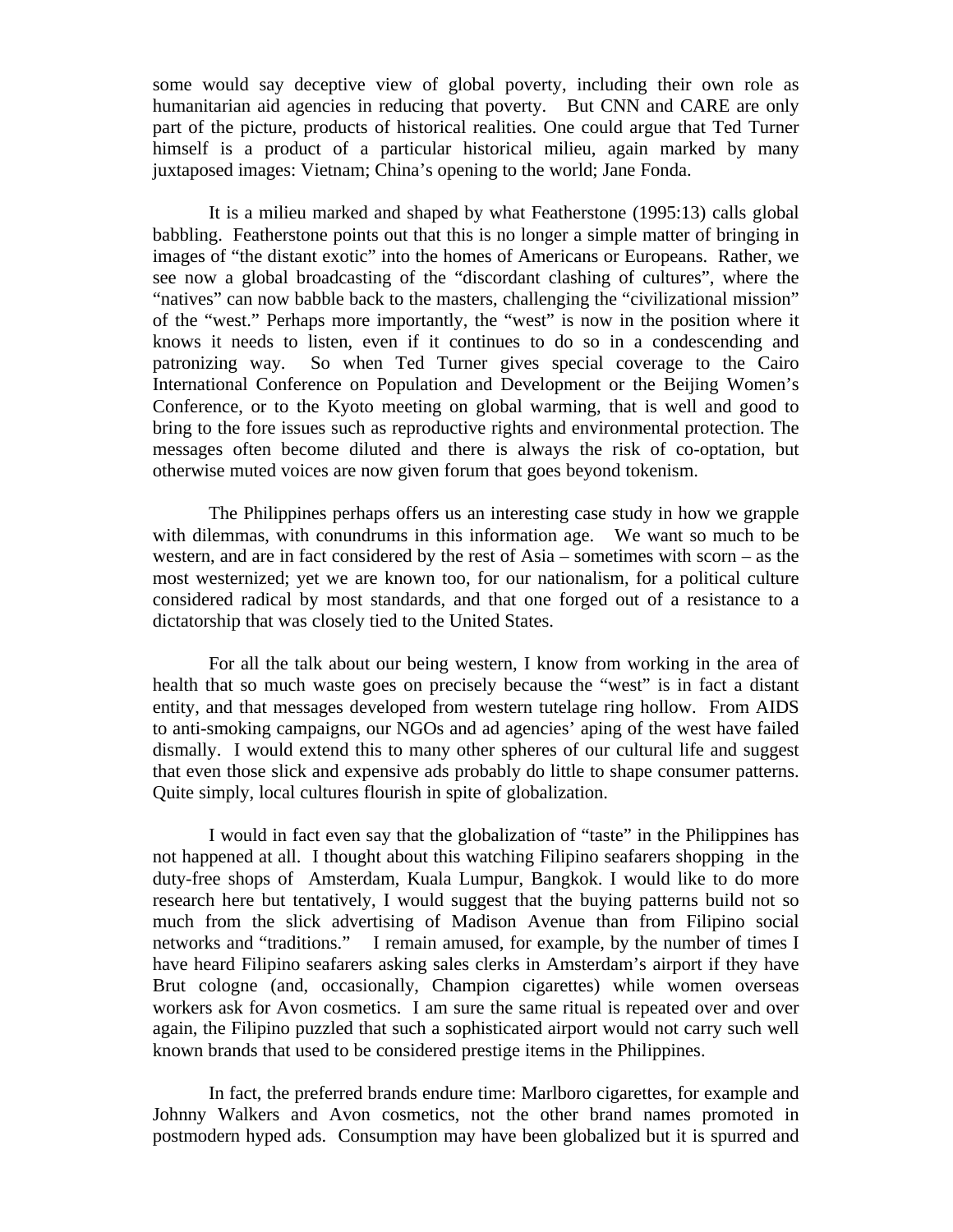some would say deceptive view of global poverty, including their own role as humanitarian aid agencies in reducing that poverty. But CNN and CARE are only part of the picture, products of historical realities. One could argue that Ted Turner himself is a product of a particular historical milieu, again marked by many juxtaposed images: Vietnam; China's opening to the world; Jane Fonda.

It is a milieu marked and shaped by what Featherstone (1995:13) calls global babbling. Featherstone points out that this is no longer a simple matter of bringing in images of "the distant exotic" into the homes of Americans or Europeans. Rather, we see now a global broadcasting of the "discordant clashing of cultures", where the "natives" can now babble back to the masters, challenging the "civilizational mission" of the "west." Perhaps more importantly, the "west" is now in the position where it knows it needs to listen, even if it continues to do so in a condescending and patronizing way. So when Ted Turner gives special coverage to the Cairo International Conference on Population and Development or the Beijing Women's Conference, or to the Kyoto meeting on global warming, that is well and good to bring to the fore issues such as reproductive rights and environmental protection. The messages often become diluted and there is always the risk of co-optation, but otherwise muted voices are now given forum that goes beyond tokenism.

The Philippines perhaps offers us an interesting case study in how we grapple with dilemmas, with conundrums in this information age. We want so much to be western, and are in fact considered by the rest of Asia – sometimes with scorn – as the most westernized; yet we are known too, for our nationalism, for a political culture considered radical by most standards, and that one forged out of a resistance to a dictatorship that was closely tied to the United States.

For all the talk about our being western, I know from working in the area of health that so much waste goes on precisely because the "west" is in fact a distant entity, and that messages developed from western tutelage ring hollow. From AIDS to anti-smoking campaigns, our NGOs and ad agencies' aping of the west have failed dismally. I would extend this to many other spheres of our cultural life and suggest that even those slick and expensive ads probably do little to shape consumer patterns. Quite simply, local cultures flourish in spite of globalization.

I would in fact even say that the globalization of "taste" in the Philippines has not happened at all. I thought about this watching Filipino seafarers shopping in the duty-free shops of Amsterdam, Kuala Lumpur, Bangkok. I would like to do more research here but tentatively, I would suggest that the buying patterns build not so much from the slick advertising of Madison Avenue than from Filipino social networks and "traditions." I remain amused, for example, by the number of times I have heard Filipino seafarers asking sales clerks in Amsterdam's airport if they have Brut cologne (and, occasionally, Champion cigarettes) while women overseas workers ask for Avon cosmetics. I am sure the same ritual is repeated over and over again, the Filipino puzzled that such a sophisticated airport would not carry such well known brands that used to be considered prestige items in the Philippines.

In fact, the preferred brands endure time: Marlboro cigarettes, for example and Johnny Walkers and Avon cosmetics, not the other brand names promoted in postmodern hyped ads. Consumption may have been globalized but it is spurred and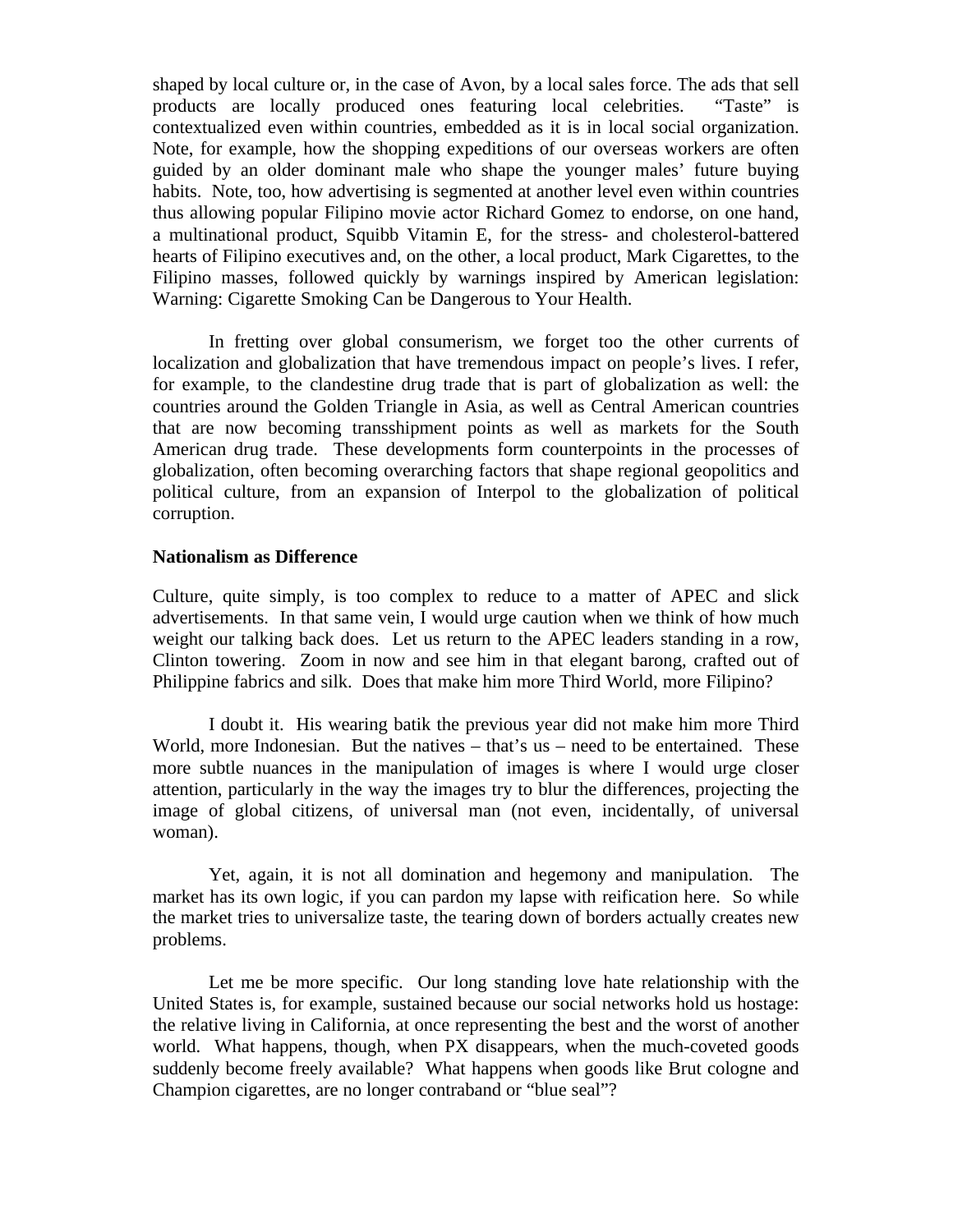shaped by local culture or, in the case of Avon, by a local sales force. The ads that sell products are locally produced ones featuring local celebrities. "Taste" is contextualized even within countries, embedded as it is in local social organization. Note, for example, how the shopping expeditions of our overseas workers are often guided by an older dominant male who shape the younger males' future buying habits. Note, too, how advertising is segmented at another level even within countries thus allowing popular Filipino movie actor Richard Gomez to endorse, on one hand, a multinational product, Squibb Vitamin E, for the stress- and cholesterol-battered hearts of Filipino executives and, on the other, a local product, Mark Cigarettes, to the Filipino masses, followed quickly by warnings inspired by American legislation: Warning: Cigarette Smoking Can be Dangerous to Your Health.

In fretting over global consumerism, we forget too the other currents of localization and globalization that have tremendous impact on people's lives. I refer, for example, to the clandestine drug trade that is part of globalization as well: the countries around the Golden Triangle in Asia, as well as Central American countries that are now becoming transshipment points as well as markets for the South American drug trade. These developments form counterpoints in the processes of globalization, often becoming overarching factors that shape regional geopolitics and political culture, from an expansion of Interpol to the globalization of political corruption.

**Nationalism as Difference**

Culture, quite simply, is too complex to reduce to a matter of APEC and slick advertisements. In that same vein, I would urge caution when we think of how much weight our talking back does. Let us return to the APEC leaders standing in a row, Clinton towering. Zoom in now and see him in that elegant barong, crafted out of Philippine fabrics and silk. Does that make him more Third World, more Filipino?

I doubt it. His wearing batik the previous year did not make him more Third World, more Indonesian. But the natives – that's us – need to be entertained. These more subtle nuances in the manipulation of images is where I would urge closer attention, particularly in the way the images try to blur the differences, projecting the image of global citizens, of universal man (not even, incidentally, of universal woman).

Yet, again, it is not all domination and hegemony and manipulation. The market has its own logic, if you can pardon my lapse with reification here. So while the market tries to universalize taste, the tearing down of borders actually creates new problems.

Let me be more specific. Our long standing love hate relationship with the United States is, for example, sustained because our social networks hold us hostage: the relative living in California, at once representing the best and the worst of another world. What happens, though, when PX disappears, when the much-coveted goods suddenly become freely available? What happens when goods like Brut cologne and Champion cigarettes, are no longer contraband or "blue seal"?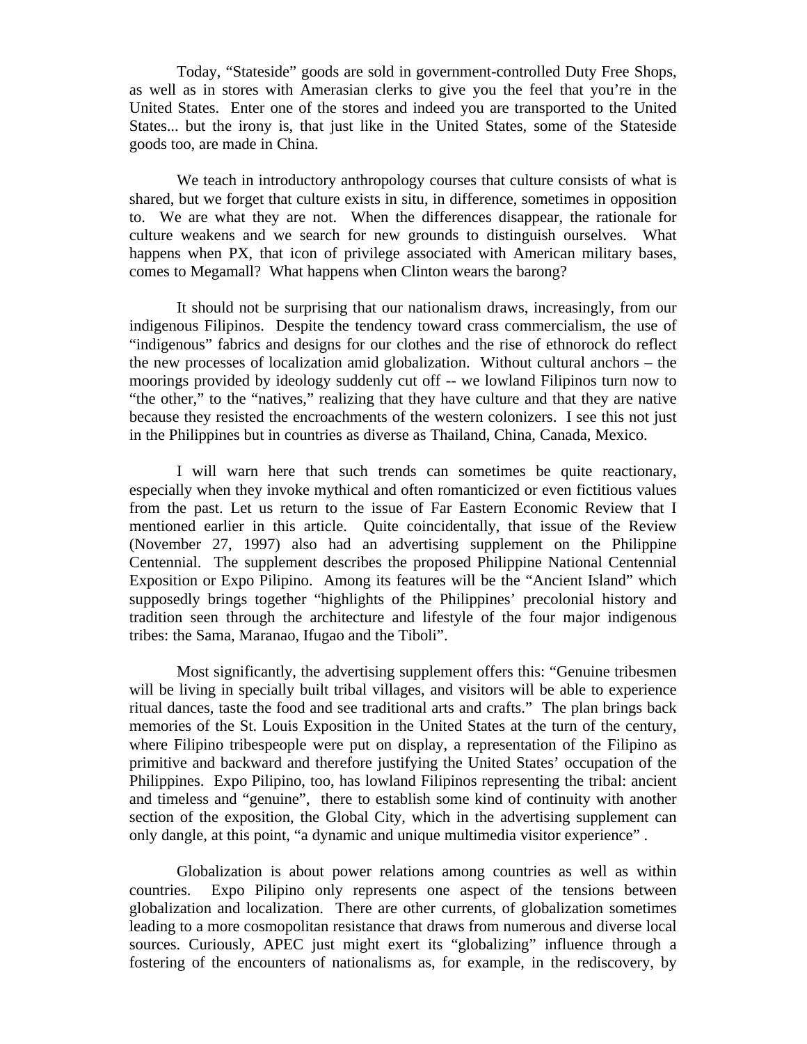Today, "Stateside" goods are sold in government-controlled Duty Free Shops, as well as in stores with Amerasian clerks to give you the feel that you're in the United States. Enter one of the stores and indeed you are transported to the United States... but the irony is, that just like in the United States, some of the Stateside goods too, are made in China.

We teach in introductory anthropology courses that culture consists of what is shared, but we forget that culture exists in situ, in difference, sometimes in opposition to. We are what they are not. When the differences disappear, the rationale for culture weakens and we search for new grounds to distinguish ourselves. What happens when PX, that icon of privilege associated with American military bases, comes to Megamall? What happens when Clinton wears the barong?

It should not be surprising that our nationalism draws, increasingly, from our indigenous Filipinos. Despite the tendency toward crass commercialism, the use of "indigenous" fabrics and designs for our clothes and the rise of ethnorock do reflect the new processes of localization amid globalization. Without cultural anchors – the moorings provided by ideology suddenly cut off -- we lowland Filipinos turn now to "the other," to the "natives," realizing that they have culture and that they are native because they resisted the encroachments of the western colonizers. I see this not just in the Philippines but in countries as diverse as Thailand, China, Canada, Mexico.

I will warn here that such trends can sometimes be quite reactionary, especially when they invoke mythical and often romanticized or even fictitious values from the past. Let us return to the issue of Far Eastern Economic Review that I mentioned earlier in this article. Quite coincidentally, that issue of the Review (November 27, 1997) also had an advertising supplement on the Philippine Centennial. The supplement describes the proposed Philippine National Centennial Exposition or Expo Pilipino. Among its features will be the "Ancient Island" which supposedly brings together "highlights of the Philippines' precolonial history and tradition seen through the architecture and lifestyle of the four major indigenous tribes: the Sama, Maranao, Ifugao and the Tiboli".

Most significantly, the advertising supplement offers this: "Genuine tribesmen will be living in specially built tribal villages, and visitors will be able to experience ritual dances, taste the food and see traditional arts and crafts." The plan brings back memories of the St. Louis Exposition in the United States at the turn of the century, where Filipino tribespeople were put on display, a representation of the Filipino as primitive and backward and therefore justifying the United States' occupation of the Philippines. Expo Pilipino, too, has lowland Filipinos representing the tribal: ancient and timeless and "genuine", there to establish some kind of continuity with another section of the exposition, the Global City, which in the advertising supplement can only dangle, at this point, "a dynamic and unique multimedia visitor experience" .

Globalization is about power relations among countries as well as within countries. Expo Pilipino only represents one aspect of the tensions between globalization and localization. There are other currents, of globalization sometimes leading to a more cosmopolitan resistance that draws from numerous and diverse local sources. Curiously, APEC just might exert its "globalizing" influence through a fostering of the encounters of nationalisms as, for example, in the rediscovery, by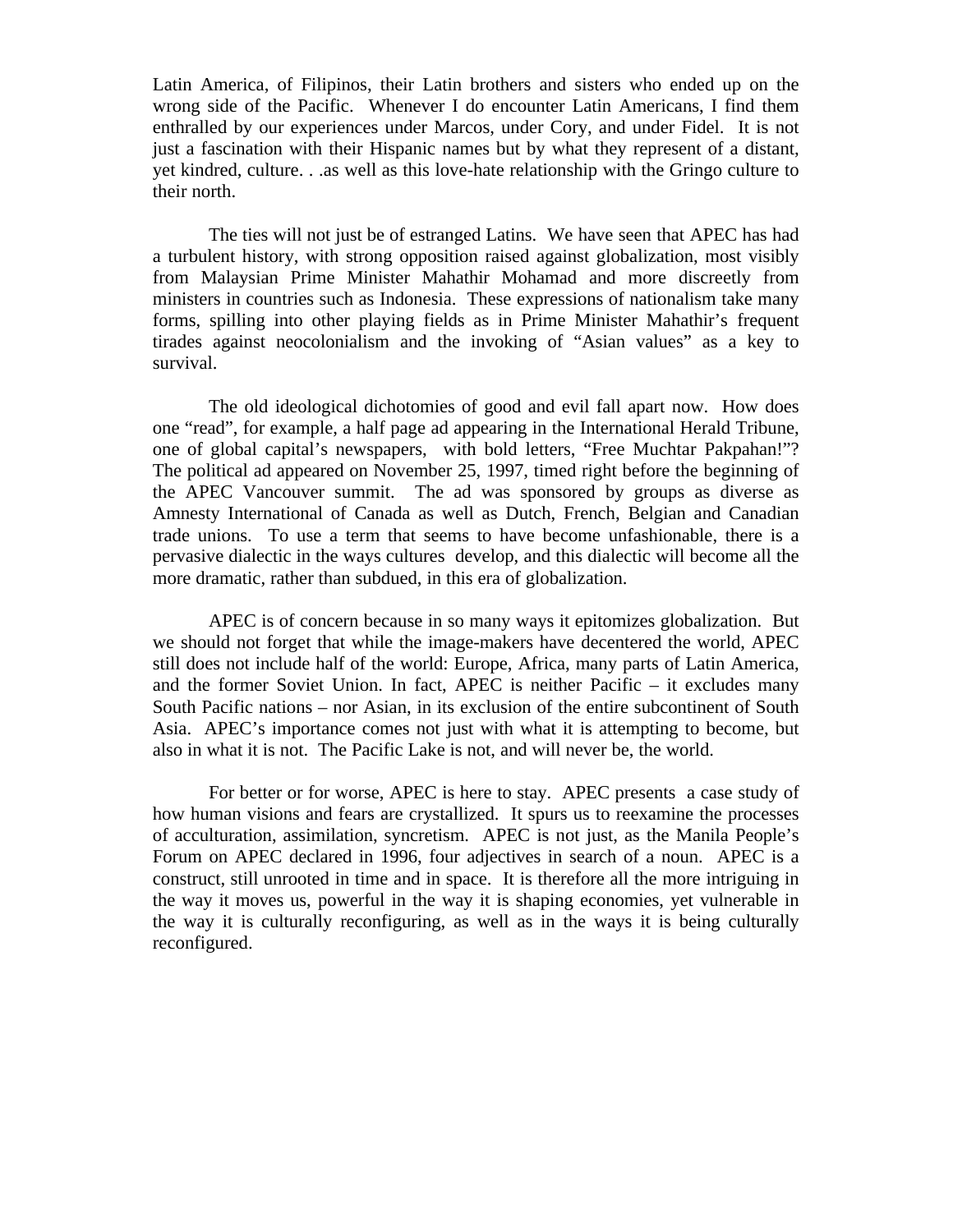Latin America, of Filipinos, their Latin brothers and sisters who ended up on the wrong side of the Pacific. Whenever I do encounter Latin Americans, I find them enthralled by our experiences under Marcos, under Cory, and under Fidel. It is not just a fascination with their Hispanic names but by what they represent of a distant, yet kindred, culture. . .as well as this love-hate relationship with the Gringo culture to their north.

The ties will not just be of estranged Latins. We have seen that APEC has had a turbulent history, with strong opposition raised against globalization, most visibly from Malaysian Prime Minister Mahathir Mohamad and more discreetly from ministers in countries such as Indonesia. These expressions of nationalism take many forms, spilling into other playing fields as in Prime Minister Mahathir's frequent tirades against neocolonialism and the invoking of "Asian values" as a key to survival.

The old ideological dichotomies of good and evil fall apart now. How does one "read", for example, a half page ad appearing in the International Herald Tribune, one of global capital's newspapers, with bold letters, "Free Muchtar Pakpahan!"? The political ad appeared on November 25, 1997, timed right before the beginning of the APEC Vancouver summit. The ad was sponsored by groups as diverse as Amnesty International of Canada as well as Dutch, French, Belgian and Canadian trade unions. To use a term that seems to have become unfashionable, there is a pervasive dialectic in the ways cultures develop, and this dialectic will become all the more dramatic, rather than subdued, in this era of globalization.

APEC is of concern because in so many ways it epitomizes globalization. But we should not forget that while the image-makers have decentered the world, APEC still does not include half of the world: Europe, Africa, many parts of Latin America, and the former Soviet Union. In fact, APEC is neither Pacific – it excludes many South Pacific nations – nor Asian, in its exclusion of the entire subcontinent of South Asia. APEC's importance comes not just with what it is attempting to become, but also in what it is not. The Pacific Lake is not, and will never be, the world.

For better or for worse, APEC is here to stay. APEC presents a case study of how human visions and fears are crystallized. It spurs us to reexamine the processes of acculturation, assimilation, syncretism. APEC is not just, as the Manila People's Forum on APEC declared in 1996, four adjectives in search of a noun. APEC is a construct, still unrooted in time and in space. It is therefore all the more intriguing in the way it moves us, powerful in the way it is shaping economies, yet vulnerable in the way it is culturally reconfiguring, as well as in the ways it is being culturally reconfigured.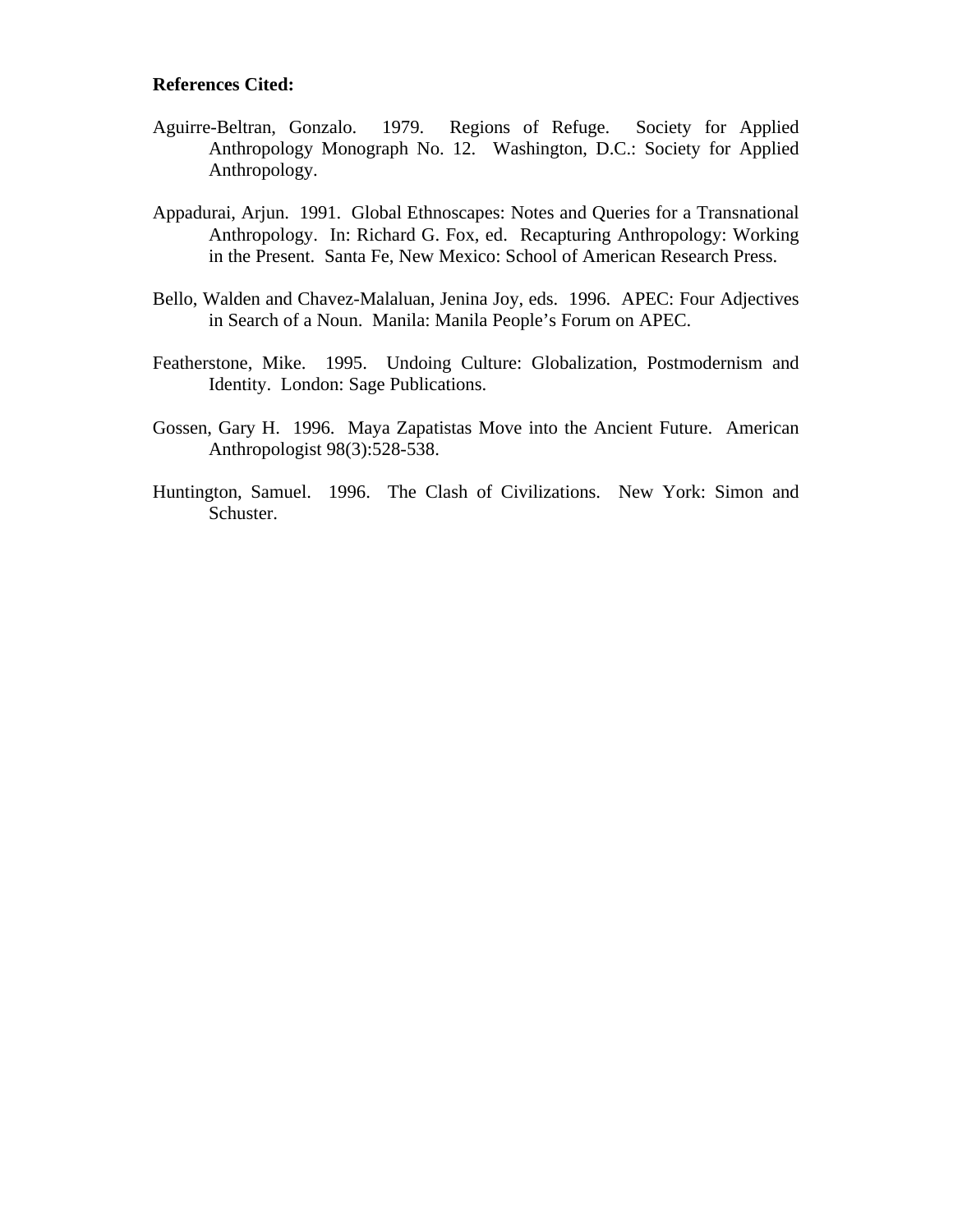**References Cited:**

Aguirre-Beltran, Gonzalo. 1979. Regions of Refuge. Society for Applied Anthropology Monograph No. 12. Washington, D.C.: Society for Applied Anthropology.

Appadurai, Arjun. 1991. Global Ethnoscapes: Notes and Queries for a Transnational Anthropology. In: Richard G. Fox, ed. Recapturing Anthropology: Working in the Present. Santa Fe, New Mexico: School of American Research Press.

Bello, Walden and Chavez-Malaluan, Jenina Joy, eds. 1996. APEC: Four Adjectives in Search of a Noun. Manila: Manila People's Forum on APEC.

Featherstone, Mike. 1995. Undoing Culture: Globalization, Postmodernism and Identity. London: Sage Publications.

Gossen, Gary H. 1996. Maya Zapatistas Move into the Ancient Future. American Anthropologist 98(3):528-538.

Huntington, Samuel. 1996. The Clash of Civilizations. New York: Simon and Schuster.